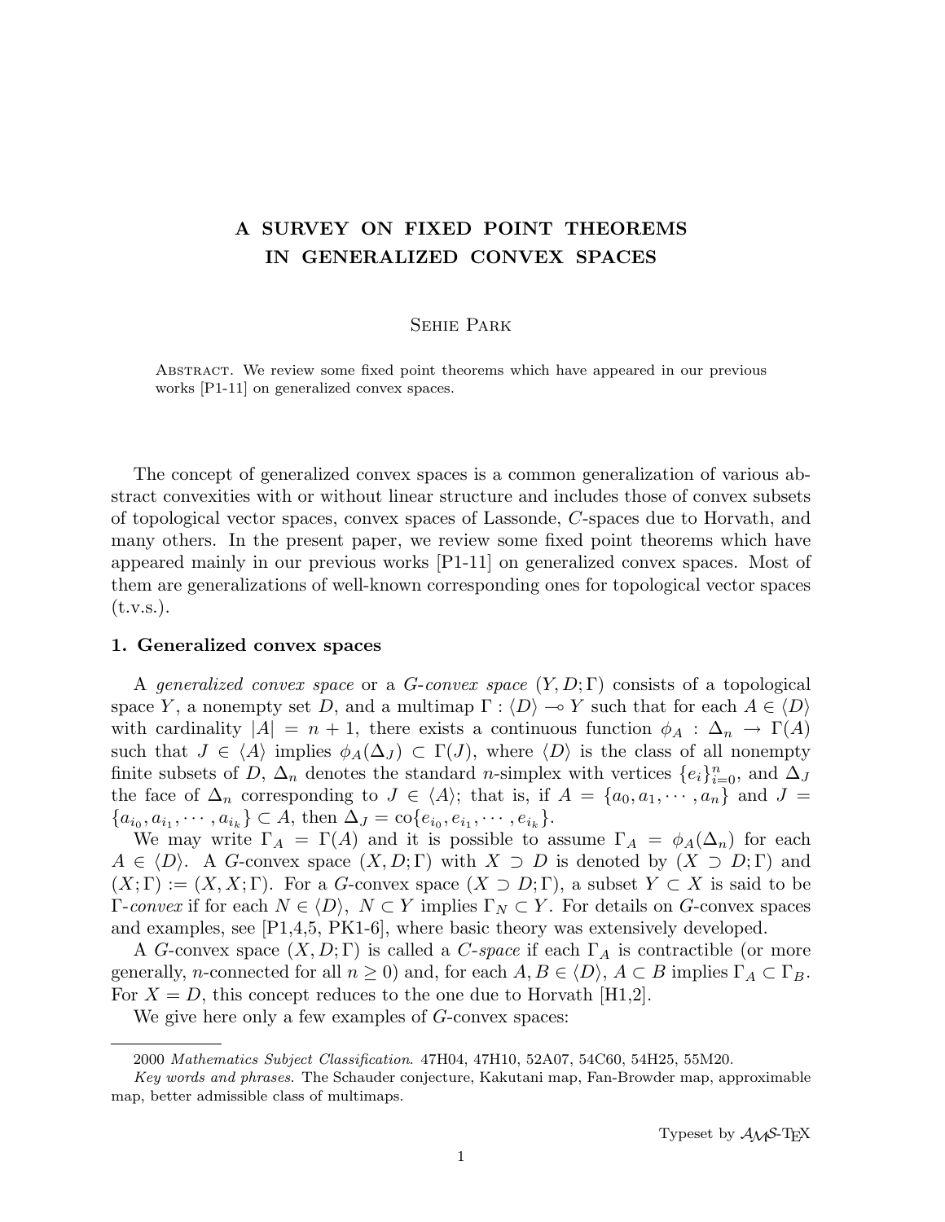# A SURVEY ON FIXED POINT THEOREMS IN GENERALIZED CONVEX SPACES

Sehie Park

Abstract. We review some fixed point theorems which have appeared in our previous works [P1-11] on generalized convex spaces.

The concept of generalized convex spaces is a common generalization of various abstract convexities with or without linear structure and includes those of convex subsets of topological vector spaces, convex spaces of Lassonde, $C$-spaces due to Horvath, and many others. In the present paper, we review some fixed point theorems which have appeared mainly in our previous works [P1-11] on generalized convex spaces. Most of them are generalizations of well-known corresponding ones for topological vector spaces (t.v.s.).

## 1. Generalized convex spaces

A *generalized convex space* or a *G-convex space* $(Y, D; \Gamma)$ consists of a topological space $Y$, a nonempty set $D$, and a multimap $\Gamma : \langle D \rangle \multimap Y$ such that for each $A \in \langle D \rangle$ with cardinality $|A| = n + 1$, there exists a continuous function $\phi_A : \Delta_n \to \Gamma(A)$ such that $J \in \langle A \rangle$ implies $\phi_A(\Delta_J) \subset \Gamma(J)$, where $\langle D \rangle$ is the class of all nonempty finite subsets of $D$, $\Delta_n$ denotes the standard $n$-simplex with vertices $\{e_i\}_{i=0}^n$, and $\Delta_J$ the face of $\Delta_n$ corresponding to $J \in \langle A \rangle$; that is, if $A = \{a_0, a_1, \cdots, a_n\}$ and $J = \{a_{i_0}, a_{i_1}, \cdots, a_{i_k}\} \subset A$, then $\Delta_J = \mathrm{co}\{e_{i_0}, e_{i_1}, \cdots, e_{i_k}\}$.

We may write $\Gamma_A = \Gamma(A)$ and it is possible to assume $\Gamma_A = \phi_A(\Delta_n)$ for each $A \in \langle D \rangle$. A $G$-convex space $(X, D; \Gamma)$ with $X \supset D$ is denoted by $(X \supset D; \Gamma)$ and $(X; \Gamma) := (X, X; \Gamma)$. For a $G$-convex space $(X \supset D; \Gamma)$, a subset $Y \subset X$ is said to be $\Gamma$-*convex* if for each $N \in \langle D \rangle$, $N \subset Y$ implies $\Gamma_N \subset Y$. For details on $G$-convex spaces and examples, see [P1,4,5, PK1-6], where basic theory was extensively developed.

A $G$-convex space $(X, D; \Gamma)$ is called a *C-space* if each $\Gamma_A$ is contractible (or more generally, $n$-connected for all $n \geq 0$) and, for each $A, B \in \langle D \rangle$, $A \subset B$ implies $\Gamma_A \subset \Gamma_B$. For $X = D$, this concept reduces to the one due to Horvath [H1,2].

We give here only a few examples of $G$-convex spaces:

---

2000 *Mathematics Subject Classification.* 47H04, 47H10, 52A07, 54C60, 54H25, 55M20.

*Key words and phrases.* The Schauder conjecture, Kakutani map, Fan-Browder map, approximable map, better admissible class of multimaps.

Typeset by $\mathcal{A}\mathcal{M}\mathcal{S}$-TEX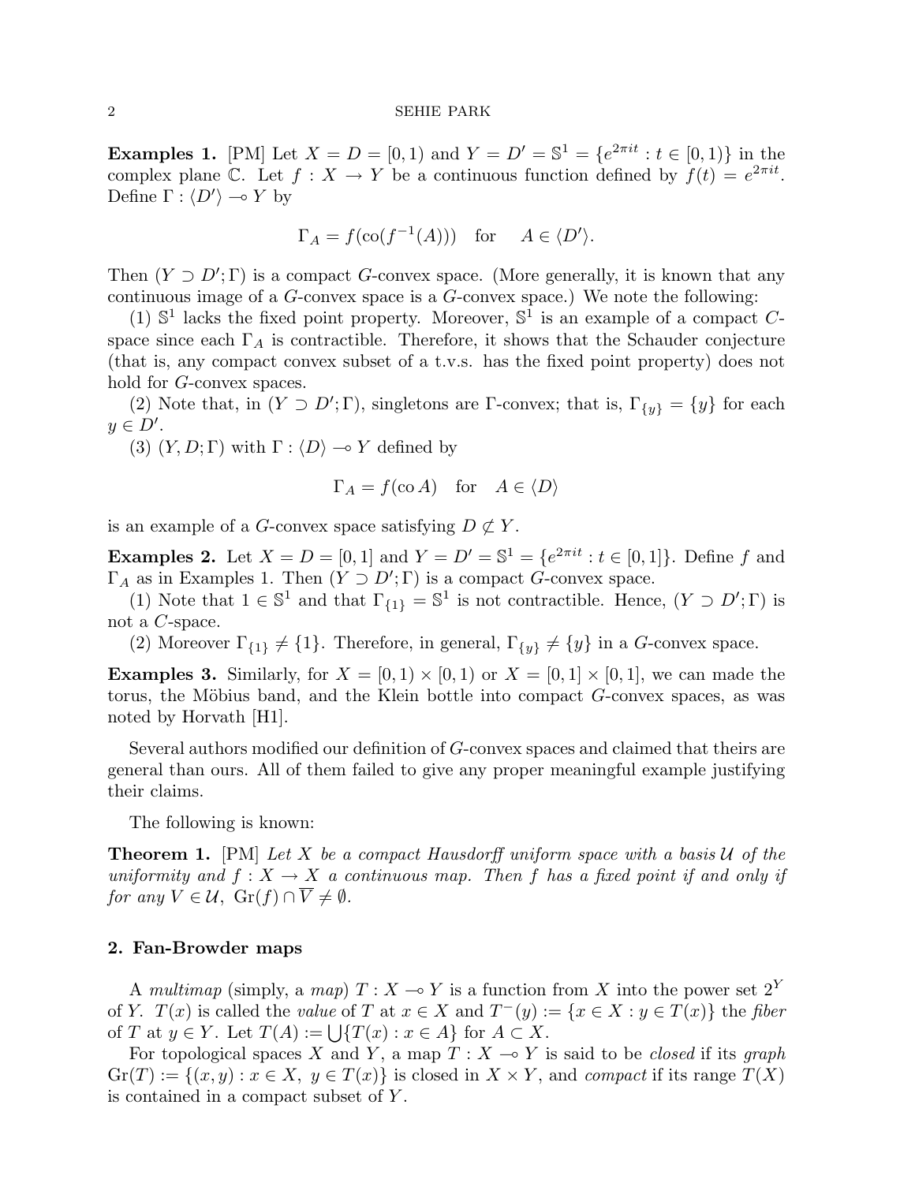**Examples 1.** [PM] Let $X = D = [0, 1)$ and $Y = D' = \mathbb{S}^1 = \{e^{2\pi it} : t \in [0, 1)\}$ in the complex plane $\mathbb{C}$. Let $f : X \to Y$ be a continuous function defined by $f(t) = e^{2\pi it}$. Define $\Gamma : \langle D' \rangle \multimap Y$ by

$$\Gamma_A = f(\mathrm{co}(f^{-1}(A))) \quad \text{for} \quad A \in \langle D' \rangle.$$

Then $(Y \supset D'; \Gamma)$ is a compact $G$-convex space. (More generally, it is known that any continuous image of a $G$-convex space is a $G$-convex space.) We note the following:

(1) $\mathbb{S}^1$ lacks the fixed point property. Moreover, $\mathbb{S}^1$ is an example of a compact $C$-space since each $\Gamma_A$ is contractible. Therefore, it shows that the Schauder conjecture (that is, any compact convex subset of a t.v.s. has the fixed point property) does not hold for $G$-convex spaces.

(2) Note that, in $(Y \supset D'; \Gamma)$, singletons are $\Gamma$-convex; that is, $\Gamma_{\{y\}} = \{y\}$ for each $y \in D'$.

(3) $(Y, D; \Gamma)$ with $\Gamma : \langle D \rangle \multimap Y$ defined by

$$\Gamma_A = f(\mathrm{co}\, A) \quad \text{for} \quad A \in \langle D \rangle$$

is an example of a $G$-convex space satisfying $D \not\subset Y$.

**Examples 2.** Let $X = D = [0, 1]$ and $Y = D' = \mathbb{S}^1 = \{e^{2\pi it} : t \in [0, 1]\}$. Define $f$ and $\Gamma_A$ as in Examples 1. Then $(Y \supset D'; \Gamma)$ is a compact $G$-convex space.

(1) Note that $1 \in \mathbb{S}^1$ and that $\Gamma_{\{1\}} = \mathbb{S}^1$ is not contractible. Hence, $(Y \supset D'; \Gamma)$ is not a $C$-space.

(2) Moreover $\Gamma_{\{1\}} \neq \{1\}$. Therefore, in general, $\Gamma_{\{y\}} \neq \{y\}$ in a $G$-convex space.

**Examples 3.** Similarly, for $X = [0, 1) \times [0, 1)$ or $X = [0, 1] \times [0, 1]$, we can made the torus, the Möbius band, and the Klein bottle into compact $G$-convex spaces, as was noted by Horvath [H1].

Several authors modified our definition of $G$-convex spaces and claimed that theirs are general than ours. All of them failed to give any proper meaningful example justifying their claims.

The following is known:

**Theorem 1.** [PM] *Let $X$ be a compact Hausdorff uniform space with a basis $\mathcal{U}$ of the uniformity and $f : X \to X$ a continuous map. Then $f$ has a fixed point if and only if for any $V \in \mathcal{U}$, $\mathrm{Gr}(f) \cap \overline{V} \neq \emptyset$.*

## 2. Fan-Browder maps

A *multimap* (simply, a *map*) $T : X \multimap Y$ is a function from $X$ into the power set $2^Y$ of $Y$. $T(x)$ is called the *value* of $T$ at $x \in X$ and $T^-(y) := \{x \in X : y \in T(x)\}$ the *fiber* of $T$ at $y \in Y$. Let $T(A) := \bigcup\{T(x) : x \in A\}$ for $A \subset X$.

For topological spaces $X$ and $Y$, a map $T : X \multimap Y$ is said to be *closed* if its *graph* $\mathrm{Gr}(T) := \{(x, y) : x \in X,\ y \in T(x)\}$ is closed in $X \times Y$, and *compact* if its range $T(X)$ is contained in a compact subset of $Y$.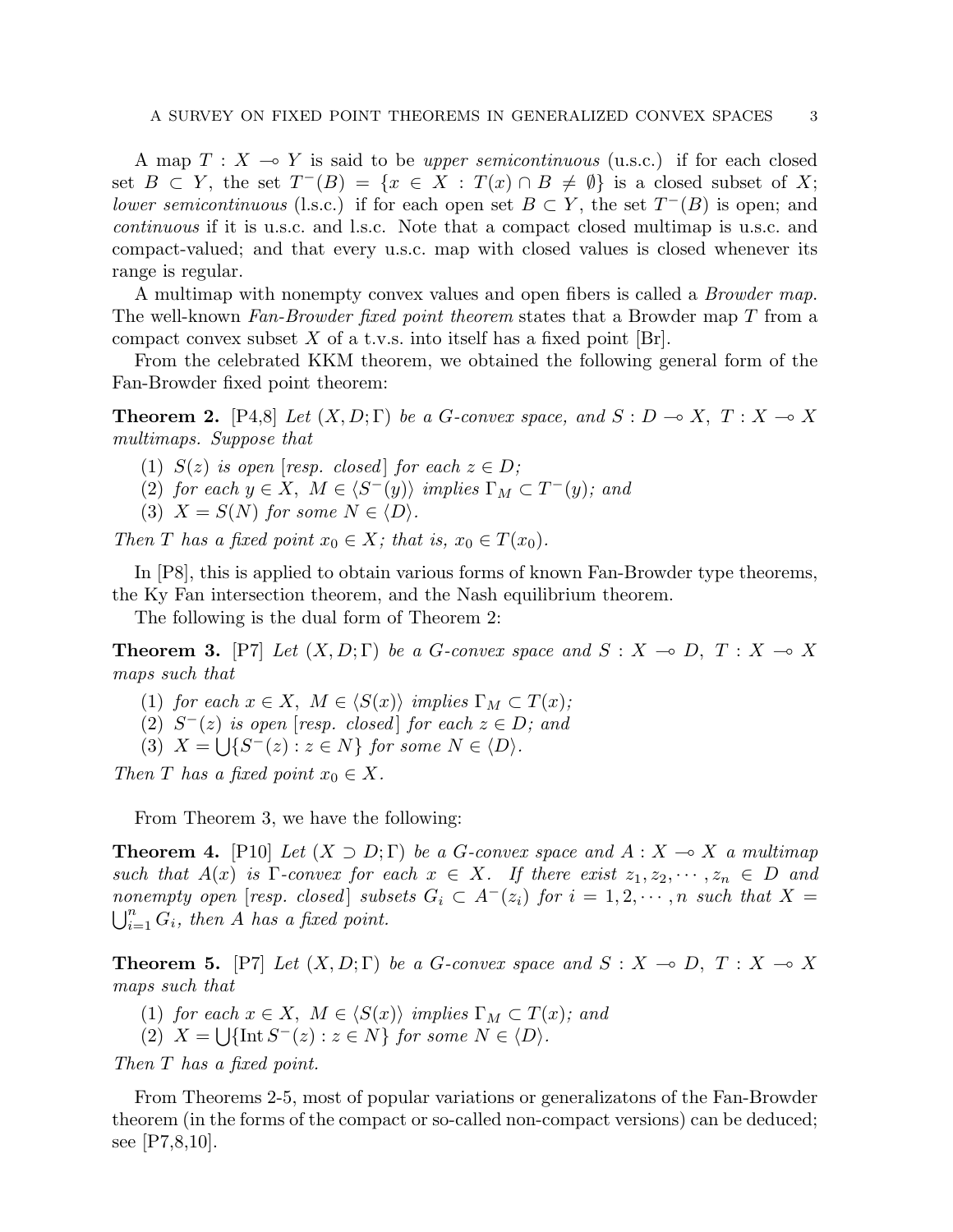A map $T : X \multimap Y$ is said to be *upper semicontinuous* (u.s.c.) if for each closed set $B \subset Y$, the set $T^-(B) = \{x \in X : T(x) \cap B \neq \emptyset\}$ is a closed subset of $X$; *lower semicontinuous* (l.s.c.) if for each open set $B \subset Y$, the set $T^-(B)$ is open; and *continuous* if it is u.s.c. and l.s.c. Note that a compact closed multimap is u.s.c. and compact-valued; and that every u.s.c. map with closed values is closed whenever its range is regular.

A multimap with nonempty convex values and open fibers is called a *Browder map*. The well-known *Fan-Browder fixed point theorem* states that a Browder map $T$ from a compact convex subset $X$ of a t.v.s. into itself has a fixed point [Br].

From the celebrated KKM theorem, we obtained the following general form of the Fan-Browder fixed point theorem:

**Theorem 2.** [P4,8] *Let $(X, D; \Gamma)$ be a G-convex space, and $S : D \multimap X$, $T : X \multimap X$ multimaps. Suppose that*

1. *$S(z)$ is open [resp. closed] for each $z \in D$;*
2. *for each $y \in X$, $M \in \langle S^-(y) \rangle$ implies $\Gamma_M \subset T^-(y)$; and*
3. *$X = S(N)$ for some $N \in \langle D \rangle$.*

*Then $T$ has a fixed point $x_0 \in X$; that is, $x_0 \in T(x_0)$.*

In [P8], this is applied to obtain various forms of known Fan-Browder type theorems, the Ky Fan intersection theorem, and the Nash equilibrium theorem.

The following is the dual form of Theorem 2:

**Theorem 3.** [P7] *Let $(X, D; \Gamma)$ be a G-convex space and $S : X \multimap D$, $T : X \multimap X$ maps such that*

1. *for each $x \in X$, $M \in \langle S(x) \rangle$ implies $\Gamma_M \subset T(x)$;*
2. *$S^-(z)$ is open [resp. closed] for each $z \in D$; and*
3. *$X = \bigcup\{S^-(z) : z \in N\}$ for some $N \in \langle D \rangle$.*

*Then $T$ has a fixed point $x_0 \in X$.*

From Theorem 3, we have the following:

**Theorem 4.** [P10] *Let $(X \supset D; \Gamma)$ be a G-convex space and $A : X \multimap X$ a multimap such that $A(x)$ is $\Gamma$-convex for each $x \in X$. If there exist $z_1, z_2, \cdots, z_n \in D$ and nonempty open [resp. closed] subsets $G_i \subset A^-(z_i)$ for $i = 1, 2, \cdots, n$ such that $X = \bigcup_{i=1}^n G_i$, then $A$ has a fixed point.*

**Theorem 5.** [P7] *Let $(X, D; \Gamma)$ be a G-convex space and $S : X \multimap D$, $T : X \multimap X$ maps such that*

1. *for each $x \in X$, $M \in \langle S(x) \rangle$ implies $\Gamma_M \subset T(x)$; and*
2. *$X = \bigcup\{\operatorname{Int} S^-(z) : z \in N\}$ for some $N \in \langle D \rangle$.*

*Then $T$ has a fixed point.*

From Theorems 2-5, most of popular variations or generalizatons of the Fan-Browder theorem (in the forms of the compact or so-called non-compact versions) can be deduced; see [P7,8,10].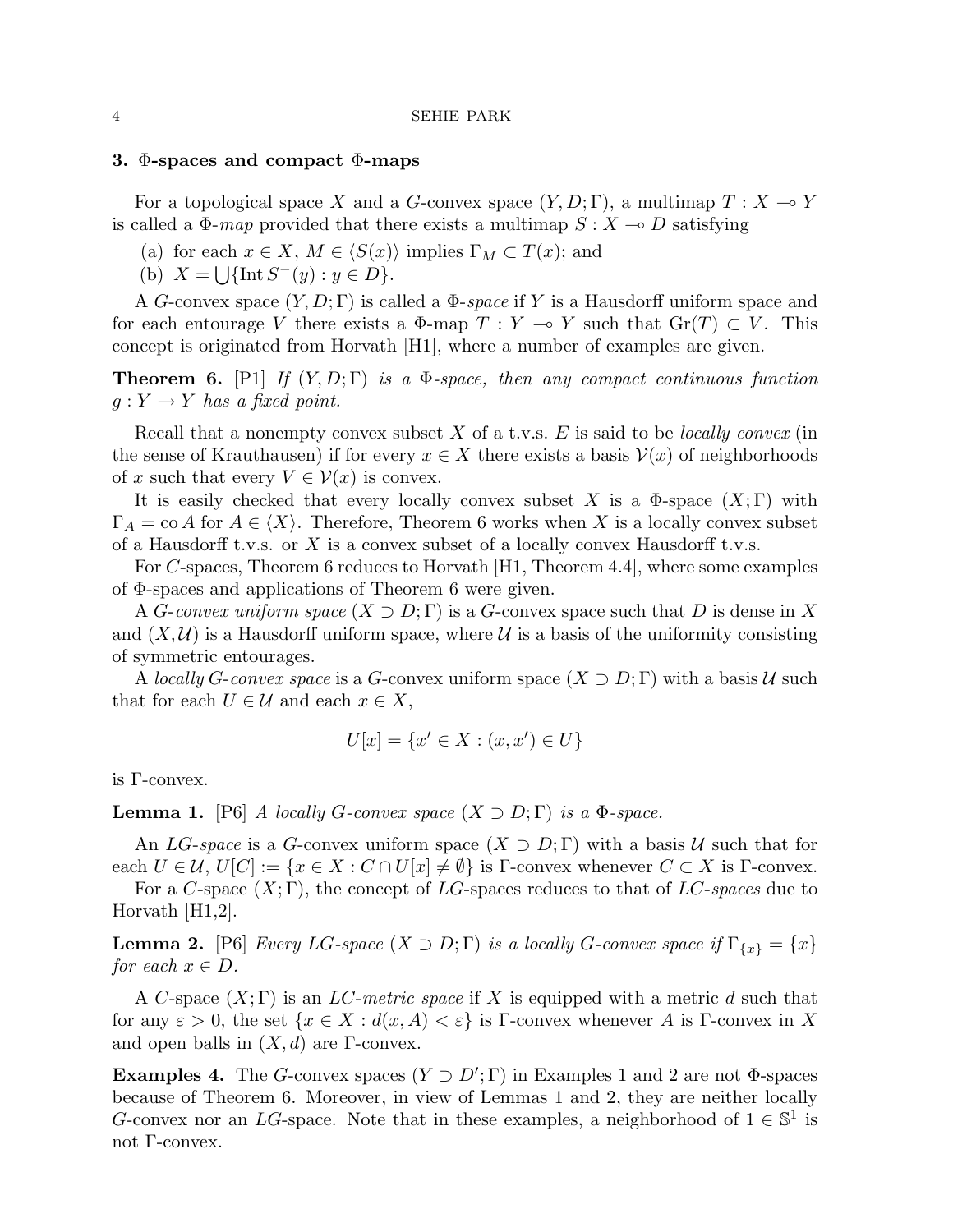## 3. Φ-spaces and compact Φ-maps

For a topological space $X$ and a $G$-convex space $(Y, D; \Gamma)$, a multimap $T : X \multimap Y$ is called a *Φ-map* provided that there exists a multimap $S : X \multimap D$ satisfying

(a) for each $x \in X$, $M \in \langle S(x) \rangle$ implies $\Gamma_M \subset T(x)$; and

(b) $X = \bigcup \{\operatorname{Int} S^-(y) : y \in D\}$.

A $G$-convex space $(Y, D; \Gamma)$ is called a *Φ-space* if $Y$ is a Hausdorff uniform space and for each entourage $V$ there exists a Φ-map $T : Y \multimap Y$ such that $\operatorname{Gr}(T) \subset V$. This concept is originated from Horvath [H1], where a number of examples are given.

**Theorem 6.** [P1] *If $(Y, D; \Gamma)$ is a Φ-space, then any compact continuous function $g : Y \to Y$ has a fixed point.*

Recall that a nonempty convex subset $X$ of a t.v.s. $E$ is said to be *locally convex* (in the sense of Krauthausen) if for every $x \in X$ there exists a basis $\mathcal{V}(x)$ of neighborhoods of $x$ such that every $V \in \mathcal{V}(x)$ is convex.

It is easily checked that every locally convex subset $X$ is a Φ-space $(X; \Gamma)$ with $\Gamma_A = \operatorname{co} A$ for $A \in \langle X \rangle$. Therefore, Theorem 6 works when $X$ is a locally convex subset of a Hausdorff t.v.s. or $X$ is a convex subset of a locally convex Hausdorff t.v.s.

For $C$-spaces, Theorem 6 reduces to Horvath [H1, Theorem 4.4], where some examples of Φ-spaces and applications of Theorem 6 were given.

A *$G$-convex uniform space* $(X \supset D; \Gamma)$ is a $G$-convex space such that $D$ is dense in $X$ and $(X, \mathcal{U})$ is a Hausdorff uniform space, where $\mathcal{U}$ is a basis of the uniformity consisting of symmetric entourages.

A *locally $G$-convex space* is a $G$-convex uniform space $(X \supset D; \Gamma)$ with a basis $\mathcal{U}$ such that for each $U \in \mathcal{U}$ and each $x \in X$,

$$U[x] = \{x' \in X : (x, x') \in U\}$$

is Γ-convex.

**Lemma 1.** [P6] *A locally $G$-convex space $(X \supset D; \Gamma)$ is a Φ-space.*

An *$LG$-space* is a $G$-convex uniform space $(X \supset D; \Gamma)$ with a basis $\mathcal{U}$ such that for each $U \in \mathcal{U}$, $U[C] := \{x \in X : C \cap U[x] \neq \emptyset\}$ is Γ-convex whenever $C \subset X$ is Γ-convex.

For a $C$-space $(X; \Gamma)$, the concept of $LG$-spaces reduces to that of *$LC$-spaces* due to Horvath [H1,2].

**Lemma 2.** [P6] *Every $LG$-space $(X \supset D; \Gamma)$ is a locally $G$-convex space if $\Gamma_{\{x\}} = \{x\}$ for each $x \in D$.*

A $C$-space $(X; \Gamma)$ is an *$LC$-metric space* if $X$ is equipped with a metric $d$ such that for any $\varepsilon > 0$, the set $\{x \in X : d(x, A) < \varepsilon\}$ is Γ-convex whenever $A$ is Γ-convex in $X$ and open balls in $(X, d)$ are Γ-convex.

**Examples 4.** The $G$-convex spaces $(Y \supset D'; \Gamma)$ in Examples 1 and 2 are not Φ-spaces because of Theorem 6. Moreover, in view of Lemmas 1 and 2, they are neither locally $G$-convex nor an $LG$-space. Note that in these examples, a neighborhood of $1 \in \mathbb{S}^1$ is not Γ-convex.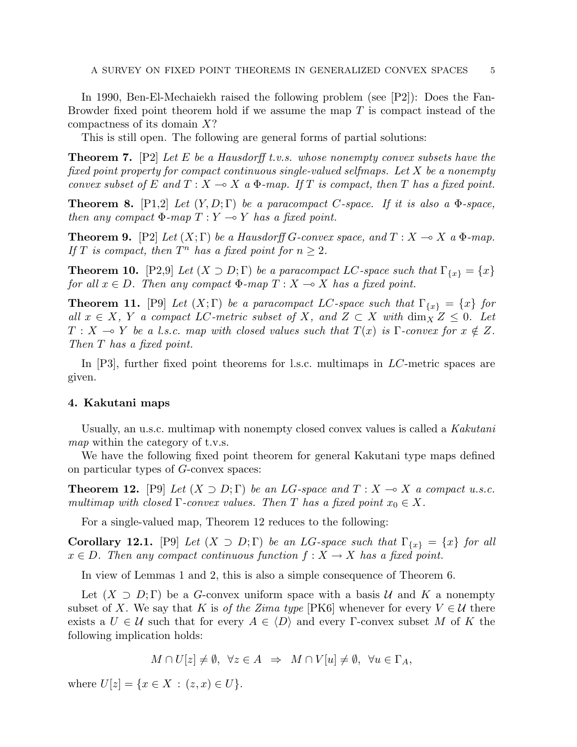In 1990, Ben-El-Mechaiekh raised the following problem (see [P2]): Does the Fan-Browder fixed point theorem hold if we assume the map $T$ is compact instead of the compactness of its domain $X$?

This is still open. The following are general forms of partial solutions:

**Theorem 7.** [P2] *Let $E$ be a Hausdorff t.v.s. whose nonempty convex subsets have the fixed point property for compact continuous single-valued selfmaps. Let $X$ be a nonempty convex subset of $E$ and $T : X \multimap X$ a $\Phi$-map. If $T$ is compact, then $T$ has a fixed point.*

**Theorem 8.** [P1,2] *Let $(Y, D; \Gamma)$ be a paracompact $C$-space. If it is also a $\Phi$-space, then any compact $\Phi$-map $T : Y \multimap Y$ has a fixed point.*

**Theorem 9.** [P2] *Let $(X; \Gamma)$ be a Hausdorff $G$-convex space, and $T : X \multimap X$ a $\Phi$-map. If $T$ is compact, then $T^n$ has a fixed point for $n \geq 2$.*

**Theorem 10.** [P2,9] *Let $(X \supset D; \Gamma)$ be a paracompact $LC$-space such that $\Gamma_{\{x\}} = \{x\}$ for all $x \in D$. Then any compact $\Phi$-map $T : X \multimap X$ has a fixed point.*

**Theorem 11.** [P9] *Let $(X; \Gamma)$ be a paracompact $LC$-space such that $\Gamma_{\{x\}} = \{x\}$ for all $x \in X$, $Y$ a compact $LC$-metric subset of $X$, and $Z \subset X$ with $\dim_X Z \leq 0$. Let $T : X \multimap Y$ be a l.s.c. map with closed values such that $T(x)$ is $\Gamma$-convex for $x \notin Z$. Then $T$ has a fixed point.*

In [P3], further fixed point theorems for l.s.c. multimaps in $LC$-metric spaces are given.

## 4. Kakutani maps

Usually, an u.s.c. multimap with nonempty closed convex values is called a *Kakutani map* within the category of t.v.s.

We have the following fixed point theorem for general Kakutani type maps defined on particular types of $G$-convex spaces:

**Theorem 12.** [P9] *Let $(X \supset D; \Gamma)$ be an $LG$-space and $T : X \multimap X$ a compact u.s.c. multimap with closed $\Gamma$-convex values. Then $T$ has a fixed point $x_0 \in X$.*

For a single-valued map, Theorem 12 reduces to the following:

**Corollary 12.1.** [P9] *Let $(X \supset D; \Gamma)$ be an $LG$-space such that $\Gamma_{\{x\}} = \{x\}$ for all $x \in D$. Then any compact continuous function $f : X \to X$ has a fixed point.*

In view of Lemmas 1 and 2, this is also a simple consequence of Theorem 6.

Let $(X \supset D; \Gamma)$ be a $G$-convex uniform space with a basis $\mathcal{U}$ and $K$ a nonempty subset of $X$. We say that $K$ is *of the Zima type* [PK6] whenever for every $V \in \mathcal{U}$ there exists a $U \in \mathcal{U}$ such that for every $A \in \langle D \rangle$ and every $\Gamma$-convex subset $M$ of $K$ the following implication holds:

$$M \cap U[z] \neq \emptyset, \ \forall z \in A \ \Rightarrow \ M \cap V[u] \neq \emptyset, \ \forall u \in \Gamma_A,$$

where $U[z] = \{x \in X : (z, x) \in U\}$.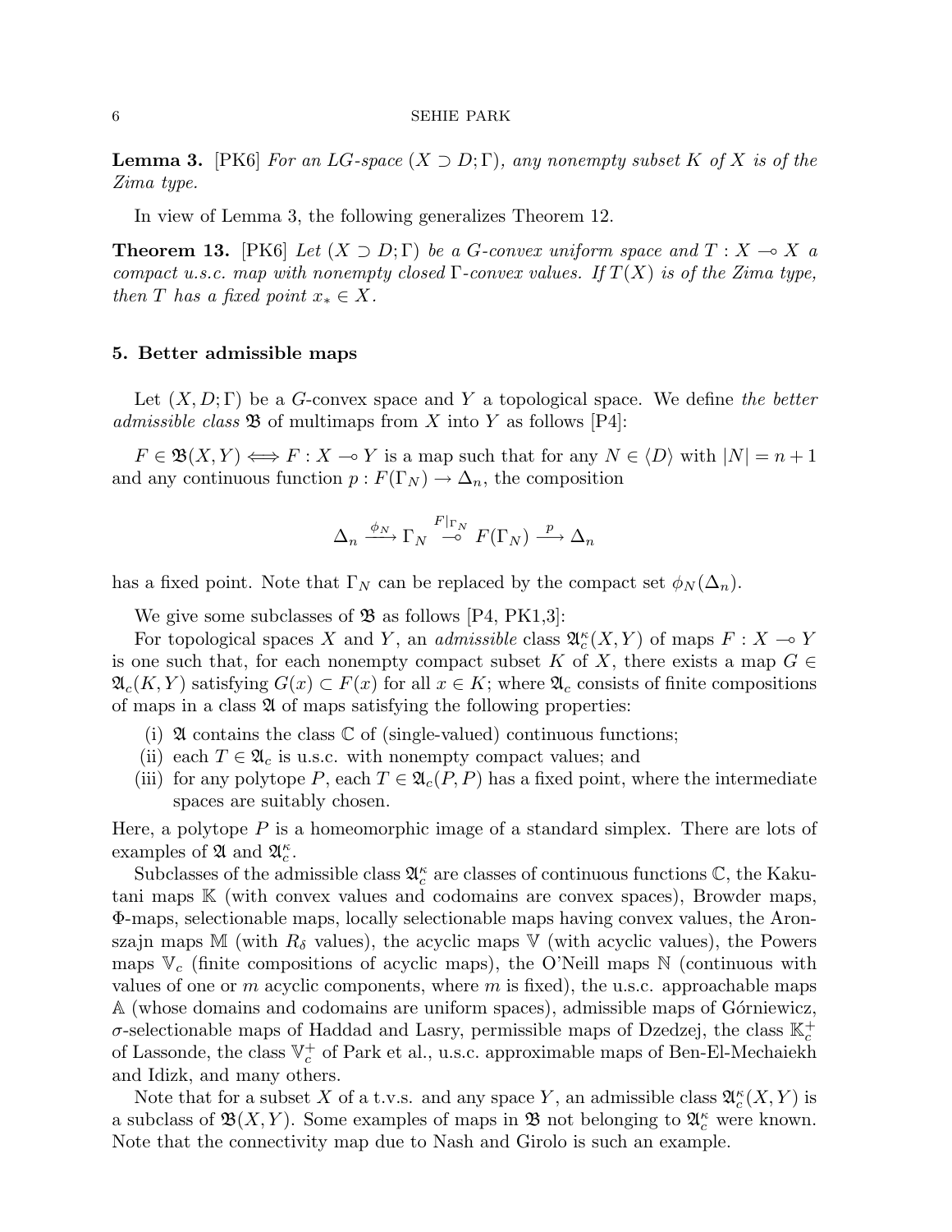**Lemma 3.** [PK6] *For an LG-space $(X \supset D; \Gamma)$, any nonempty subset $K$ of $X$ is of the Zima type.*

In view of Lemma 3, the following generalizes Theorem 12.

**Theorem 13.** [PK6] *Let $(X \supset D; \Gamma)$ be a G-convex uniform space and $T : X \multimap X$ a compact u.s.c. map with nonempty closed $\Gamma$-convex values. If $T(X)$ is of the Zima type, then $T$ has a fixed point $x_* \in X$.*

## 5. Better admissible maps

Let $(X, D; \Gamma)$ be a $G$-convex space and $Y$ a topological space. We define *the better admissible class* $\mathfrak{B}$ of multimaps from $X$ into $Y$ as follows [P4]:

$F \in \mathfrak{B}(X, Y) \Longleftrightarrow F : X \multimap Y$ is a map such that for any $N \in \langle D \rangle$ with $|N| = n+1$ and any continuous function $p : F(\Gamma_N) \to \Delta_n$, the composition

$$\Delta_n \xrightarrow{\phi_N} \Gamma_N \overset{F|_{\Gamma_N}}{\multimap} F(\Gamma_N) \xrightarrow{p} \Delta_n$$

has a fixed point. Note that $\Gamma_N$ can be replaced by the compact set $\phi_N(\Delta_n)$.

We give some subclasses of $\mathfrak{B}$ as follows [P4, PK1,3]:

For topological spaces $X$ and $Y$, an *admissible* class $\mathfrak{A}_c^\kappa(X, Y)$ of maps $F : X \multimap Y$ is one such that, for each nonempty compact subset $K$ of $X$, there exists a map $G \in \mathfrak{A}_c(K, Y)$ satisfying $G(x) \subset F(x)$ for all $x \in K$; where $\mathfrak{A}_c$ consists of finite compositions of maps in a class $\mathfrak{A}$ of maps satisfying the following properties:

(i) $\mathfrak{A}$ contains the class $\mathbb{C}$ of (single-valued) continuous functions;
(ii) each $T \in \mathfrak{A}_c$ is u.s.c. with nonempty compact values; and
(iii) for any polytope $P$, each $T \in \mathfrak{A}_c(P, P)$ has a fixed point, where the intermediate spaces are suitably chosen.

Here, a polytope $P$ is a homeomorphic image of a standard simplex. There are lots of examples of $\mathfrak{A}$ and $\mathfrak{A}_c^\kappa$.

Subclasses of the admissible class $\mathfrak{A}_c^\kappa$ are classes of continuous functions $\mathbb{C}$, the Kakutani maps $\mathbb{K}$ (with convex values and codomains are convex spaces), Browder maps, $\Phi$-maps, selectionable maps, locally selectionable maps having convex values, the Aronszajn maps $\mathbb{M}$ (with $R_\delta$ values), the acyclic maps $\mathbb{V}$ (with acyclic values), the Powers maps $\mathbb{V}_c$ (finite compositions of acyclic maps), the O'Neill maps $\mathbb{N}$ (continuous with values of one or $m$ acyclic components, where $m$ is fixed), the u.s.c. approachable maps $\mathbb{A}$ (whose domains and codomains are uniform spaces), admissible maps of Górniewicz, $\sigma$-selectionable maps of Haddad and Lasry, permissible maps of Dzedzej, the class $\mathbb{K}_c^+$ of Lassonde, the class $\mathbb{V}_c^+$ of Park et al., u.s.c. approximable maps of Ben-El-Mechaiekh and Idizk, and many others.

Note that for a subset $X$ of a t.v.s. and any space $Y$, an admissible class $\mathfrak{A}_c^\kappa(X, Y)$ is a subclass of $\mathfrak{B}(X, Y)$. Some examples of maps in $\mathfrak{B}$ not belonging to $\mathfrak{A}_c^\kappa$ were known. Note that the connectivity map due to Nash and Girolo is such an example.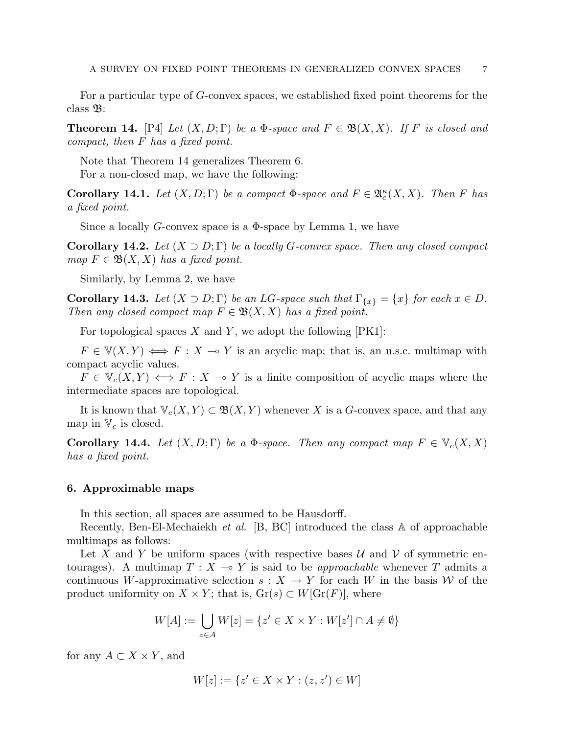For a particular type of $G$-convex spaces, we established fixed point theorems for the class $\mathfrak{B}$:

**Theorem 14.** [P4] *Let $(X, D; \Gamma)$ be a $\Phi$-space and $F \in \mathfrak{B}(X, X)$. If $F$ is closed and compact, then $F$ has a fixed point.*

Note that Theorem 14 generalizes Theorem 6.

For a non-closed map, we have the following:

**Corollary 14.1.** *Let $(X, D; \Gamma)$ be a compact $\Phi$-space and $F \in \mathfrak{A}_c^\kappa(X, X)$. Then $F$ has a fixed point.*

Since a locally $G$-convex space is a $\Phi$-space by Lemma 1, we have

**Corollary 14.2.** *Let $(X \supset D; \Gamma)$ be a locally $G$-convex space. Then any closed compact map $F \in \mathfrak{B}(X, X)$ has a fixed point.*

Similarly, by Lemma 2, we have

**Corollary 14.3.** *Let $(X \supset D; \Gamma)$ be an $LG$-space such that $\Gamma_{\{x\}} = \{x\}$ for each $x \in D$. Then any closed compact map $F \in \mathfrak{B}(X, X)$ has a fixed point.*

For topological spaces $X$ and $Y$, we adopt the following [PK1]:

$F \in \mathbb{V}(X, Y) \iff F : X \multimap Y$ is an acyclic map; that is, an u.s.c. multimap with compact acyclic values.

$F \in \mathbb{V}_c(X, Y) \iff F : X \multimap Y$ is a finite composition of acyclic maps where the intermediate spaces are topological.

It is known that $\mathbb{V}_c(X, Y) \subset \mathfrak{B}(X, Y)$ whenever $X$ is a $G$-convex space, and that any map in $\mathbb{V}_c$ is closed.

**Corollary 14.4.** *Let $(X, D; \Gamma)$ be a $\Phi$-space. Then any compact map $F \in \mathbb{V}_c(X, X)$ has a fixed point.*

## 6. Approximable maps

In this section, all spaces are assumed to be Hausdorff.

Recently, Ben-El-Mechaiekh *et al.* [B, BC] introduced the class $\mathbb{A}$ of approachable multimaps as follows:

Let $X$ and $Y$ be uniform spaces (with respective bases $\mathcal{U}$ and $\mathcal{V}$ of symmetric entourages). A multimap $T : X \multimap Y$ is said to be *approachable* whenever $T$ admits a continuous $W$-approximative selection $s : X \to Y$ for each $W$ in the basis $\mathcal{W}$ of the product uniformity on $X \times Y$; that is, $\mathrm{Gr}(s) \subset W[\mathrm{Gr}(F)]$, where

$$W[A] := \bigcup_{z \in A} W[z] = \{z' \in X \times Y : W[z'] \cap A \neq \emptyset\}$$

for any $A \subset X \times Y$, and

$$W[z] := \{z' \in X \times Y : (z, z') \in W\}$$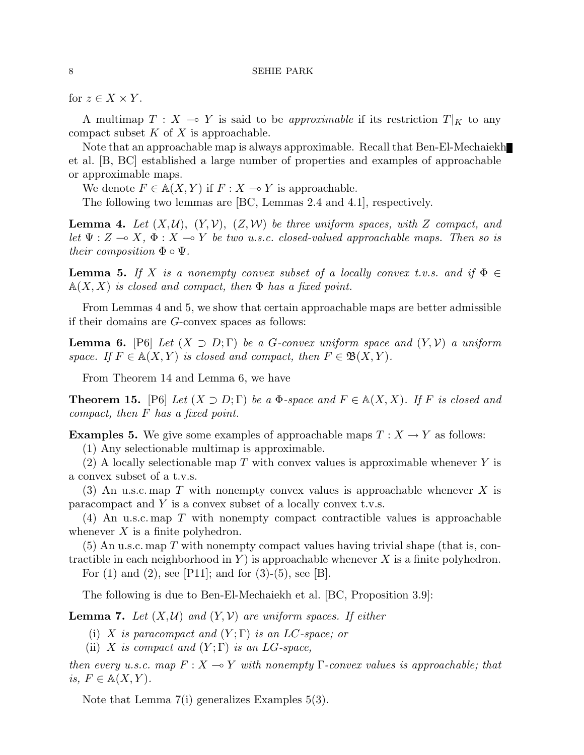for $z \in X \times Y$.

A multimap $T : X \multimap Y$ is said to be *approximable* if its restriction $T|_K$ to any compact subset $K$ of $X$ is approachable.

Note that an approachable map is always approximable. Recall that Ben-El-Mechaiekh et al. [B, BC] established a large number of properties and examples of approachable or approximable maps.

We denote $F \in \mathbb{A}(X, Y)$ if $F : X \multimap Y$ is approachable.

The following two lemmas are [BC, Lemmas 2.4 and 4.1], respectively.

**Lemma 4.** *Let $(X, \mathcal{U})$, $(Y, \mathcal{V})$, $(Z, \mathcal{W})$ be three uniform spaces, with $Z$ compact, and let $\Psi : Z \multimap X$, $\Phi : X \multimap Y$ be two u.s.c. closed-valued approachable maps. Then so is their composition $\Phi \circ \Psi$.*

**Lemma 5.** *If $X$ is a nonempty convex subset of a locally convex t.v.s. and if $\Phi \in \mathbb{A}(X, X)$ is closed and compact, then $\Phi$ has a fixed point.*

From Lemmas 4 and 5, we show that certain approachable maps are better admissible if their domains are $G$-convex spaces as follows:

**Lemma 6.** [P6] *Let $(X \supset D; \Gamma)$ be a $G$-convex uniform space and $(Y, \mathcal{V})$ a uniform space. If $F \in \mathbb{A}(X, Y)$ is closed and compact, then $F \in \mathfrak{B}(X, Y)$.*

From Theorem 14 and Lemma 6, we have

**Theorem 15.** [P6] *Let $(X \supset D; \Gamma)$ be a $\Phi$-space and $F \in \mathbb{A}(X, X)$. If $F$ is closed and compact, then $F$ has a fixed point.*

**Examples 5.** We give some examples of approachable maps $T : X \to Y$ as follows:

(1) Any selectionable multimap is approximable.

(2) A locally selectionable map $T$ with convex values is approximable whenever $Y$ is a convex subset of a t.v.s.

(3) An u.s.c. map $T$ with nonempty convex values is approachable whenever $X$ is paracompact and $Y$ is a convex subset of a locally convex t.v.s.

(4) An u.s.c. map $T$ with nonempty compact contractible values is approachable whenever $X$ is a finite polyhedron.

(5) An u.s.c. map $T$ with nonempty compact values having trivial shape (that is, contractible in each neighborhood in $Y$) is approachable whenever $X$ is a finite polyhedron.

For (1) and (2), see [P11]; and for (3)-(5), see [B].

The following is due to Ben-El-Mechaiekh et al. [BC, Proposition 3.9]:

**Lemma 7.** *Let $(X, \mathcal{U})$ and $(Y, \mathcal{V})$ are uniform spaces. If either*

(i) *$X$ is paracompact and $(Y; \Gamma)$ is an LC-space; or*

(ii) *$X$ is compact and $(Y; \Gamma)$ is an LG-space,*

*then every u.s.c. map $F : X \multimap Y$ with nonempty $\Gamma$-convex values is approachable; that is, $F \in \mathbb{A}(X, Y)$.*

Note that Lemma 7(i) generalizes Examples 5(3).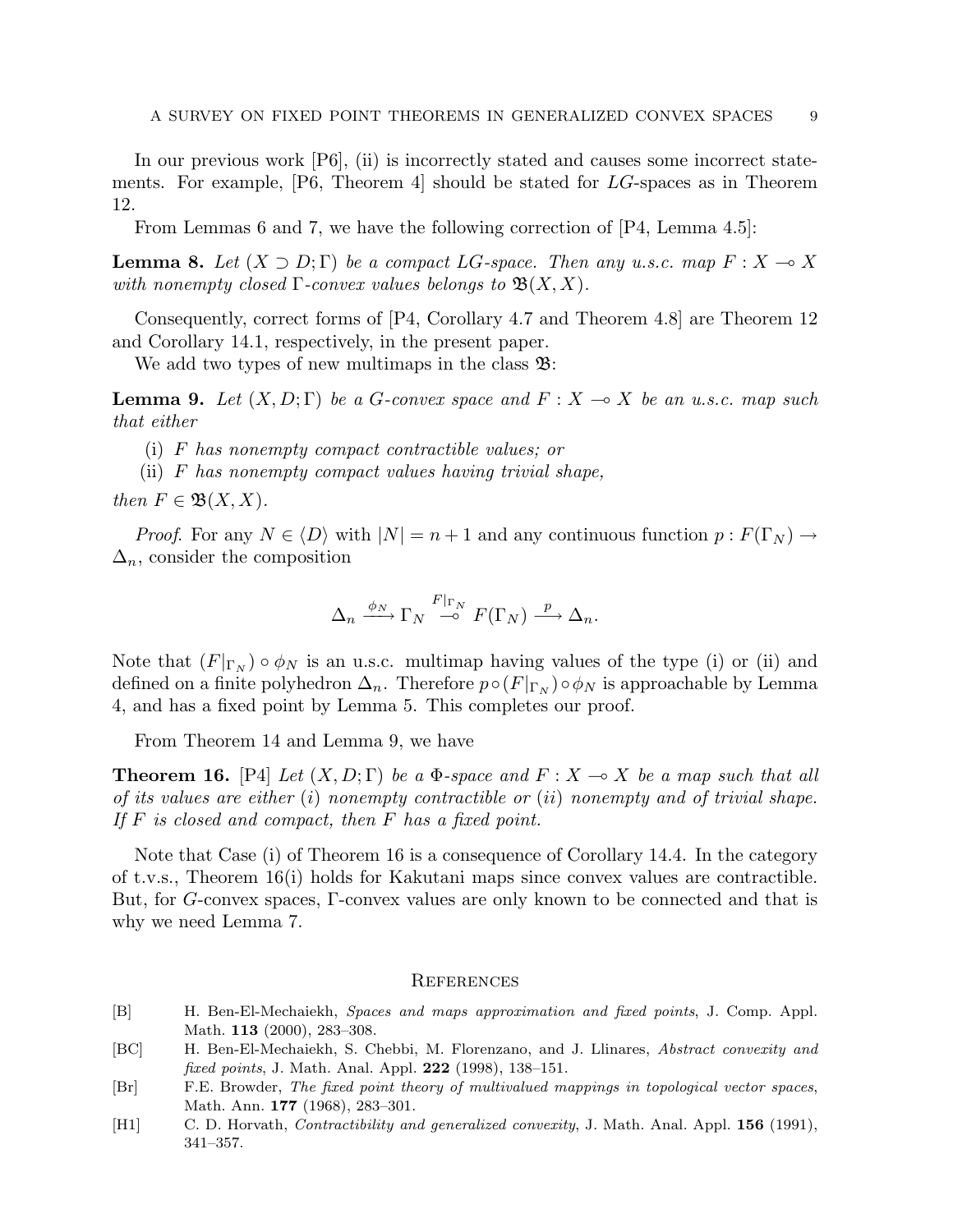In our previous work [P6], (ii) is incorrectly stated and causes some incorrect statements. For example, [P6, Theorem 4] should be stated for $LG$-spaces as in Theorem 12.

From Lemmas 6 and 7, we have the following correction of [P4, Lemma 4.5]:

**Lemma 8.** *Let $(X \supset D; \Gamma)$ be a compact $LG$-space. Then any u.s.c. map $F : X \multimap X$ with nonempty closed $\Gamma$-convex values belongs to $\mathfrak{B}(X, X)$.*

Consequently, correct forms of [P4, Corollary 4.7 and Theorem 4.8] are Theorem 12 and Corollary 14.1, respectively, in the present paper.

We add two types of new multimaps in the class $\mathfrak{B}$:

**Lemma 9.** *Let $(X, D; \Gamma)$ be a $G$-convex space and $F : X \multimap X$ be an u.s.c. map such that either*

(i) *$F$ has nonempty compact contractible values; or*
(ii) *$F$ has nonempty compact values having trivial shape,*

*then $F \in \mathfrak{B}(X, X)$.*

*Proof.* For any $N \in \langle D \rangle$ with $|N| = n + 1$ and any continuous function $p : F(\Gamma_N) \to \Delta_n$, consider the composition

$$\Delta_n \xrightarrow{\phi_N} \Gamma_N \overset{F|_{\Gamma_N}}{\multimap} F(\Gamma_N) \xrightarrow{p} \Delta_n.$$

Note that $(F|_{\Gamma_N}) \circ \phi_N$ is an u.s.c. multimap having values of the type (i) or (ii) and defined on a finite polyhedron $\Delta_n$. Therefore $p \circ (F|_{\Gamma_N}) \circ \phi_N$ is approachable by Lemma 4, and has a fixed point by Lemma 5. This completes our proof.

From Theorem 14 and Lemma 9, we have

**Theorem 16.** [P4] *Let $(X, D; \Gamma)$ be a $\Phi$-space and $F : X \multimap X$ be a map such that all of its values are either $(i)$ nonempty contractible or $(ii)$ nonempty and of trivial shape. If $F$ is closed and compact, then $F$ has a fixed point.*

Note that Case (i) of Theorem 16 is a consequence of Corollary 14.4. In the category of t.v.s., Theorem 16(i) holds for Kakutani maps since convex values are contractible. But, for $G$-convex spaces, $\Gamma$-convex values are only known to be connected and that is why we need Lemma 7.

## References

[B] H. Ben-El-Mechaiekh, *Spaces and maps approximation and fixed points*, J. Comp. Appl. Math. **113** (2000), 283–308.

[BC] H. Ben-El-Mechaiekh, S. Chebbi, M. Florenzano, and J. Llinares, *Abstract convexity and fixed points*, J. Math. Anal. Appl. **222** (1998), 138–151.

[Br] F.E. Browder, *The fixed point theory of multivalued mappings in topological vector spaces*, Math. Ann. **177** (1968), 283–301.

[H1] C. D. Horvath, *Contractibility and generalized convexity*, J. Math. Anal. Appl. **156** (1991), 341–357.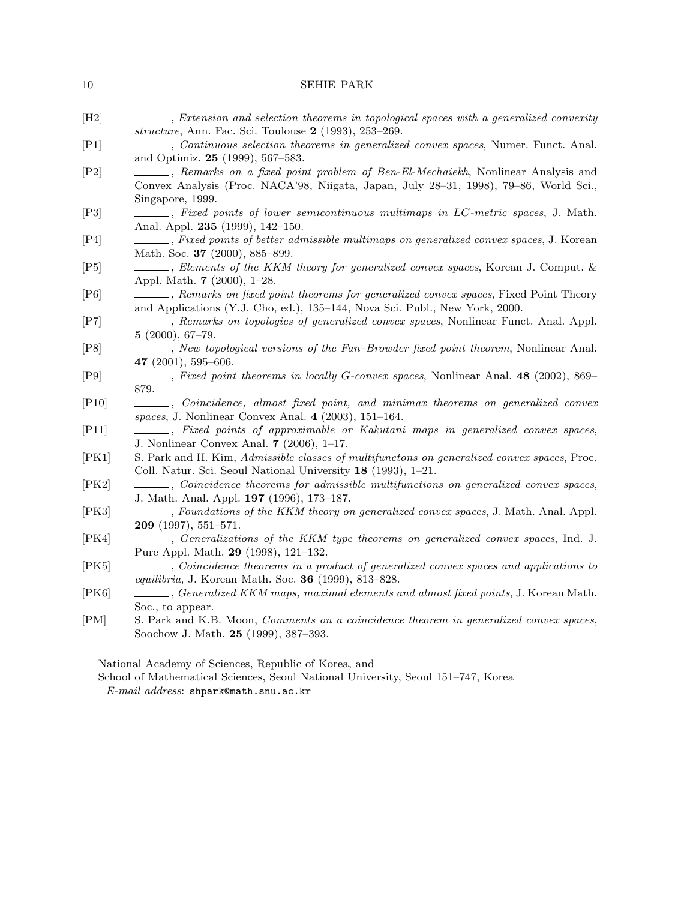[H2] ———, *Extension and selection theorems in topological spaces with a generalized convexity structure*, Ann. Fac. Sci. Toulouse **2** (1993), 253–269.

[P1] ———, *Continuous selection theorems in generalized convex spaces*, Numer. Funct. Anal. and Optimiz. **25** (1999), 567–583.

[P2] ———, *Remarks on a fixed point problem of Ben-El-Mechaiekh*, Nonlinear Analysis and Convex Analysis (Proc. NACA'98, Niigata, Japan, July 28–31, 1998), 79–86, World Sci., Singapore, 1999.

[P3] ———, *Fixed points of lower semicontinuous multimaps in LC-metric spaces*, J. Math. Anal. Appl. **235** (1999), 142–150.

[P4] ———, *Fixed points of better admissible multimaps on generalized convex spaces*, J. Korean Math. Soc. **37** (2000), 885–899.

[P5] ———, *Elements of the KKM theory for generalized convex spaces*, Korean J. Comput. & Appl. Math. **7** (2000), 1–28.

[P6] ———, *Remarks on fixed point theorems for generalized convex spaces*, Fixed Point Theory and Applications (Y.J. Cho, ed.), 135–144, Nova Sci. Publ., New York, 2000.

[P7] ———, *Remarks on topologies of generalized convex spaces*, Nonlinear Funct. Anal. Appl. **5** (2000), 67–79.

[P8] ———, *New topological versions of the Fan–Browder fixed point theorem*, Nonlinear Anal. **47** (2001), 595–606.

[P9] ———, *Fixed point theorems in locally G-convex spaces*, Nonlinear Anal. **48** (2002), 869–879.

[P10] ———, *Coincidence, almost fixed point, and minimax theorems on generalized convex spaces*, J. Nonlinear Convex Anal. **4** (2003), 151–164.

[P11] ———, *Fixed points of approximable or Kakutani maps in generalized convex spaces*, J. Nonlinear Convex Anal. **7** (2006), 1–17.

[PK1] S. Park and H. Kim, *Admissible classes of multifunctons on generalized convex spaces*, Proc. Coll. Natur. Sci. Seoul National University **18** (1993), 1–21.

[PK2] ———, *Coincidence theorems for admissible multifunctions on generalized convex spaces*, J. Math. Anal. Appl. **197** (1996), 173–187.

[PK3] ———, *Foundations of the KKM theory on generalized convex spaces*, J. Math. Anal. Appl. **209** (1997), 551–571.

[PK4] ———, *Generalizations of the KKM type theorems on generalized convex spaces*, Ind. J. Pure Appl. Math. **29** (1998), 121–132.

[PK5] ———, *Coincidence theorems in a product of generalized convex spaces and applications to equilibria*, J. Korean Math. Soc. **36** (1999), 813–828.

[PK6] ———, *Generalized KKM maps, maximal elements and almost fixed points*, J. Korean Math. Soc., to appear.

[PM] S. Park and K.B. Moon, *Comments on a coincidence theorem in generalized convex spaces*, Soochow J. Math. **25** (1999), 387–393.

National Academy of Sciences, Republic of Korea, and
School of Mathematical Sciences, Seoul National University, Seoul 151–747, Korea
*E-mail address*: shpark@math.snu.ac.kr